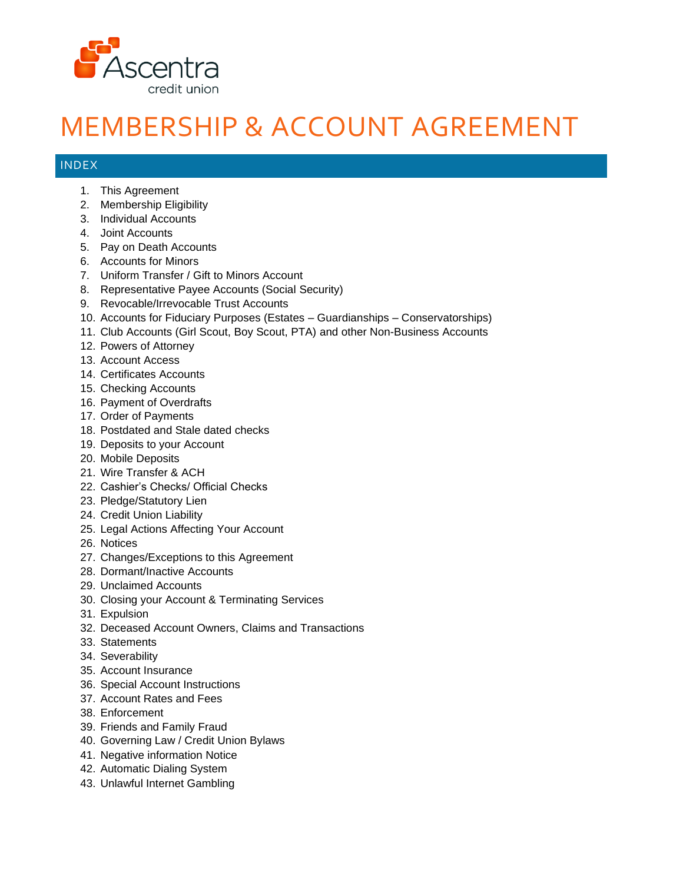Ascentra credit union

# MEMBERSHIP & ACCOUNT AGREEMENT

## INDEX

1. This Agreement
2. Membership Eligibility
3. Individual Accounts
4. Joint Accounts
5. Pay on Death Accounts
6. Accounts for Minors
7. Uniform Transfer / Gift to Minors Account
8. Representative Payee Accounts (Social Security)
9. Revocable/Irrevocable Trust Accounts
10. Accounts for Fiduciary Purposes (Estates – Guardianships – Conservatorships)
11. Club Accounts (Girl Scout, Boy Scout, PTA) and other Non-Business Accounts
12. Powers of Attorney
13. Account Access
14. Certificates Accounts
15. Checking Accounts
16. Payment of Overdrafts
17. Order of Payments
18. Postdated and Stale dated checks
19. Deposits to your Account
20. Mobile Deposits
21. Wire Transfer & ACH
22. Cashier's Checks/ Official Checks
23. Pledge/Statutory Lien
24. Credit Union Liability
25. Legal Actions Affecting Your Account
26. Notices
27. Changes/Exceptions to this Agreement
28. Dormant/Inactive Accounts
29. Unclaimed Accounts
30. Closing your Account & Terminating Services
31. Expulsion
32. Deceased Account Owners, Claims and Transactions
33. Statements
34. Severability
35. Account Insurance
36. Special Account Instructions
37. Account Rates and Fees
38. Enforcement
39. Friends and Family Fraud
40. Governing Law / Credit Union Bylaws
41. Negative information Notice
42. Automatic Dialing System
43. Unlawful Internet Gambling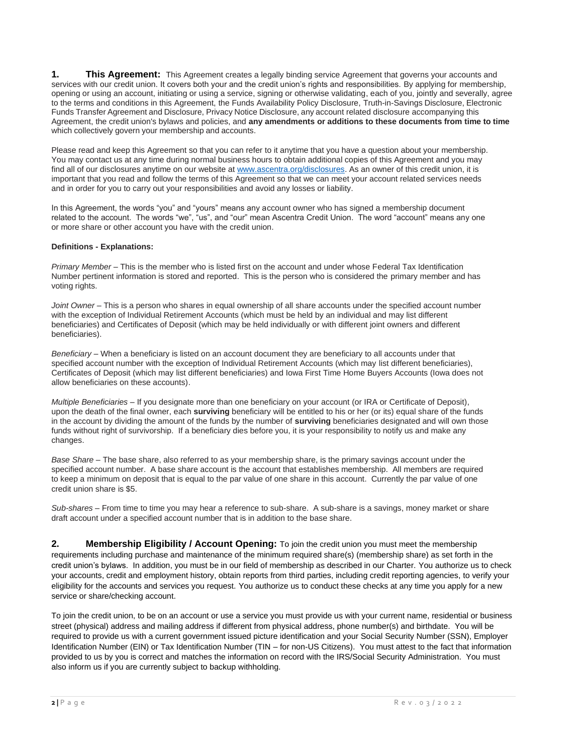**1. This Agreement:** This Agreement creates a legally binding service Agreement that governs your accounts and services with our credit union. It covers both your and the credit union's rights and responsibilities. By applying for membership, opening or using an account, initiating or using a service, signing or otherwise validating, each of you, jointly and severally, agree to the terms and conditions in this Agreement, the Funds Availability Policy Disclosure, Truth-in-Savings Disclosure, Electronic Funds Transfer Agreement and Disclosure, Privacy Notice Disclosure, any account related disclosure accompanying this Agreement, the credit union's bylaws and policies, and **any amendments or additions to these documents from time to time** which collectively govern your membership and accounts.

Please read and keep this Agreement so that you can refer to it anytime that you have a question about your membership. You may contact us at any time during normal business hours to obtain additional copies of this Agreement and you may find all of our disclosures anytime on our website at [www.ascentra.org/disclosures](www.ascentra.org/disclosures). As an owner of this credit union, it is important that you read and follow the terms of this Agreement so that we can meet your account related services needs and in order for you to carry out your responsibilities and avoid any losses or liability.

In this Agreement, the words "you" and "yours" means any account owner who has signed a membership document related to the account. The words "we", "us", and "our" mean Ascentra Credit Union. The word "account" means any one or more share or other account you have with the credit union.

**Definitions - Explanations:**

*Primary Member* – This is the member who is listed first on the account and under whose Federal Tax Identification Number pertinent information is stored and reported. This is the person who is considered the primary member and has voting rights.

*Joint Owner* – This is a person who shares in equal ownership of all share accounts under the specified account number with the exception of Individual Retirement Accounts (which must be held by an individual and may list different beneficiaries) and Certificates of Deposit (which may be held individually or with different joint owners and different beneficiaries).

*Beneficiary* – When a beneficiary is listed on an account document they are beneficiary to all accounts under that specified account number with the exception of Individual Retirement Accounts (which may list different beneficiaries), Certificates of Deposit (which may list different beneficiaries) and Iowa First Time Home Buyers Accounts (Iowa does not allow beneficiaries on these accounts).

*Multiple Beneficiaries* – If you designate more than one beneficiary on your account (or IRA or Certificate of Deposit), upon the death of the final owner, each **surviving** beneficiary will be entitled to his or her (or its) equal share of the funds in the account by dividing the amount of the funds by the number of **surviving** beneficiaries designated and will own those funds without right of survivorship. If a beneficiary dies before you, it is your responsibility to notify us and make any changes.

*Base Share* – The base share, also referred to as your membership share, is the primary savings account under the specified account number. A base share account is the account that establishes membership. All members are required to keep a minimum on deposit that is equal to the par value of one share in this account. Currently the par value of one credit union share is $5.

*Sub-shares* – From time to time you may hear a reference to sub-share. A sub-share is a savings, money market or share draft account under a specified account number that is in addition to the base share.

**2. Membership Eligibility / Account Opening:** To join the credit union you must meet the membership requirements including purchase and maintenance of the minimum required share(s) (membership share) as set forth in the credit union's bylaws. In addition, you must be in our field of membership as described in our Charter. You authorize us to check your accounts, credit and employment history, obtain reports from third parties, including credit reporting agencies, to verify your eligibility for the accounts and services you request. You authorize us to conduct these checks at any time you apply for a new service or share/checking account.

To join the credit union, to be on an account or use a service you must provide us with your current name, residential or business street (physical) address and mailing address if different from physical address, phone number(s) and birthdate. You will be required to provide us with a current government issued picture identification and your Social Security Number (SSN), Employer Identification Number (EIN) or Tax Identification Number (TIN – for non-US Citizens). You must attest to the fact that information provided to us by you is correct and matches the information on record with the IRS/Social Security Administration. You must also inform us if you are currently subject to backup withholding.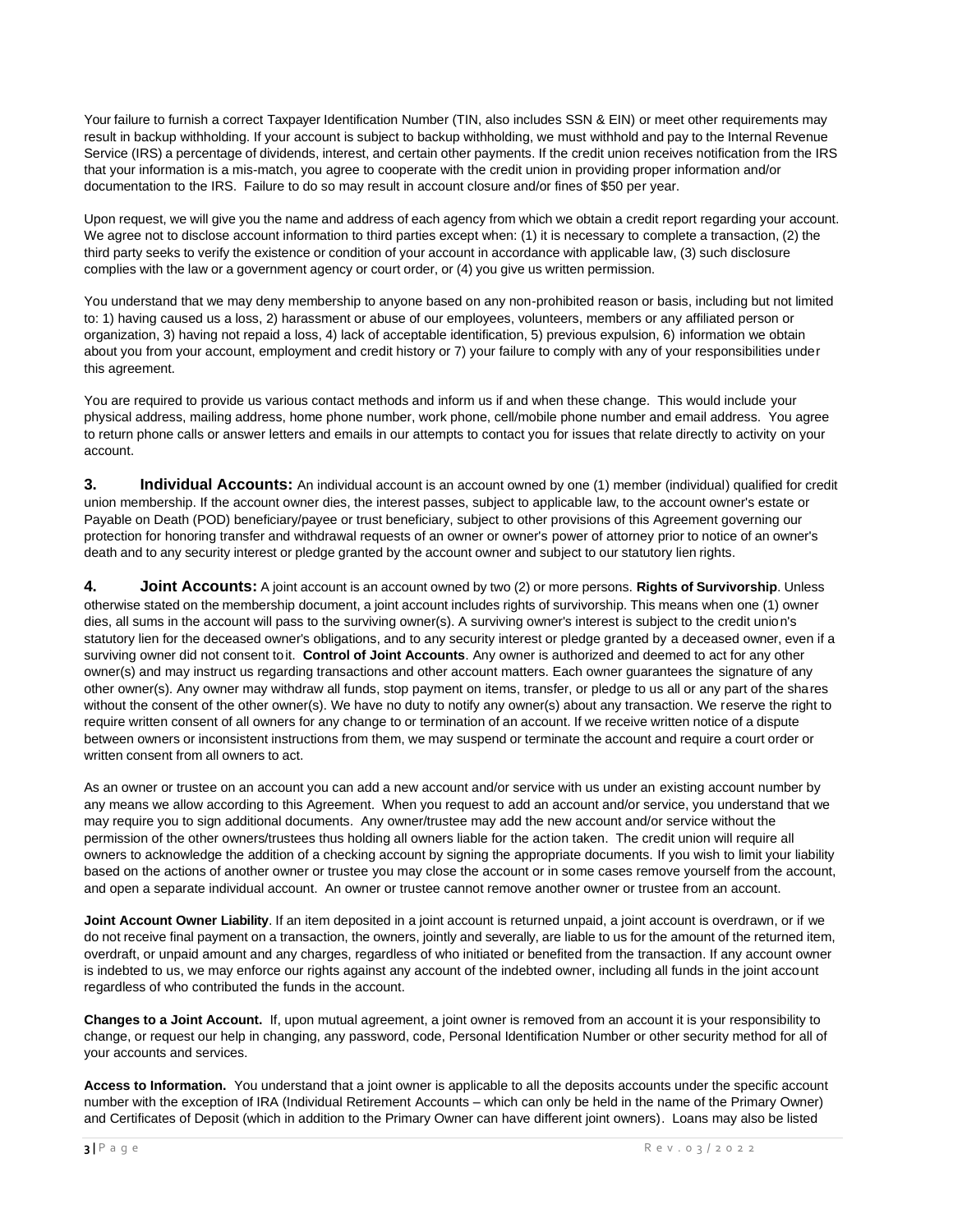Your failure to furnish a correct Taxpayer Identification Number (TIN, also includes SSN & EIN) or meet other requirements may result in backup withholding. If your account is subject to backup withholding, we must withhold and pay to the Internal Revenue Service (IRS) a percentage of dividends, interest, and certain other payments. If the credit union receives notification from the IRS that your information is a mis-match, you agree to cooperate with the credit union in providing proper information and/or documentation to the IRS. Failure to do so may result in account closure and/or fines of $50 per year.

Upon request, we will give you the name and address of each agency from which we obtain a credit report regarding your account. We agree not to disclose account information to third parties except when: (1) it is necessary to complete a transaction, (2) the third party seeks to verify the existence or condition of your account in accordance with applicable law, (3) such disclosure complies with the law or a government agency or court order, or (4) you give us written permission.

You understand that we may deny membership to anyone based on any non-prohibited reason or basis, including but not limited to: 1) having caused us a loss, 2) harassment or abuse of our employees, volunteers, members or any affiliated person or organization, 3) having not repaid a loss, 4) lack of acceptable identification, 5) previous expulsion, 6) information we obtain about you from your account, employment and credit history or 7) your failure to comply with any of your responsibilities under this agreement.

You are required to provide us various contact methods and inform us if and when these change. This would include your physical address, mailing address, home phone number, work phone, cell/mobile phone number and email address. You agree to return phone calls or answer letters and emails in our attempts to contact you for issues that relate directly to activity on your account.

**3. Individual Accounts:** An individual account is an account owned by one (1) member (individual) qualified for credit union membership. If the account owner dies, the interest passes, subject to applicable law, to the account owner's estate or Payable on Death (POD) beneficiary/payee or trust beneficiary, subject to other provisions of this Agreement governing our protection for honoring transfer and withdrawal requests of an owner or owner's power of attorney prior to notice of an owner's death and to any security interest or pledge granted by the account owner and subject to our statutory lien rights.

**4. Joint Accounts:** A joint account is an account owned by two (2) or more persons. **Rights of Survivorship**. Unless otherwise stated on the membership document, a joint account includes rights of survivorship. This means when one (1) owner dies, all sums in the account will pass to the surviving owner(s). A surviving owner's interest is subject to the credit union's statutory lien for the deceased owner's obligations, and to any security interest or pledge granted by a deceased owner, even if a surviving owner did not consent to it. **Control of Joint Accounts**. Any owner is authorized and deemed to act for any other owner(s) and may instruct us regarding transactions and other account matters. Each owner guarantees the signature of any other owner(s). Any owner may withdraw all funds, stop payment on items, transfer, or pledge to us all or any part of the shares without the consent of the other owner(s). We have no duty to notify any owner(s) about any transaction. We reserve the right to require written consent of all owners for any change to or termination of an account. If we receive written notice of a dispute between owners or inconsistent instructions from them, we may suspend or terminate the account and require a court order or written consent from all owners to act.

As an owner or trustee on an account you can add a new account and/or service with us under an existing account number by any means we allow according to this Agreement. When you request to add an account and/or service, you understand that we may require you to sign additional documents. Any owner/trustee may add the new account and/or service without the permission of the other owners/trustees thus holding all owners liable for the action taken. The credit union will require all owners to acknowledge the addition of a checking account by signing the appropriate documents. If you wish to limit your liability based on the actions of another owner or trustee you may close the account or in some cases remove yourself from the account, and open a separate individual account. An owner or trustee cannot remove another owner or trustee from an account.

**Joint Account Owner Liability**. If an item deposited in a joint account is returned unpaid, a joint account is overdrawn, or if we do not receive final payment on a transaction, the owners, jointly and severally, are liable to us for the amount of the returned item, overdraft, or unpaid amount and any charges, regardless of who initiated or benefited from the transaction. If any account owner is indebted to us, we may enforce our rights against any account of the indebted owner, including all funds in the joint account regardless of who contributed the funds in the account.

**Changes to a Joint Account.** If, upon mutual agreement, a joint owner is removed from an account it is your responsibility to change, or request our help in changing, any password, code, Personal Identification Number or other security method for all of your accounts and services.

**Access to Information.** You understand that a joint owner is applicable to all the deposits accounts under the specific account number with the exception of IRA (Individual Retirement Accounts – which can only be held in the name of the Primary Owner) and Certificates of Deposit (which in addition to the Primary Owner can have different joint owners). Loans may also be listed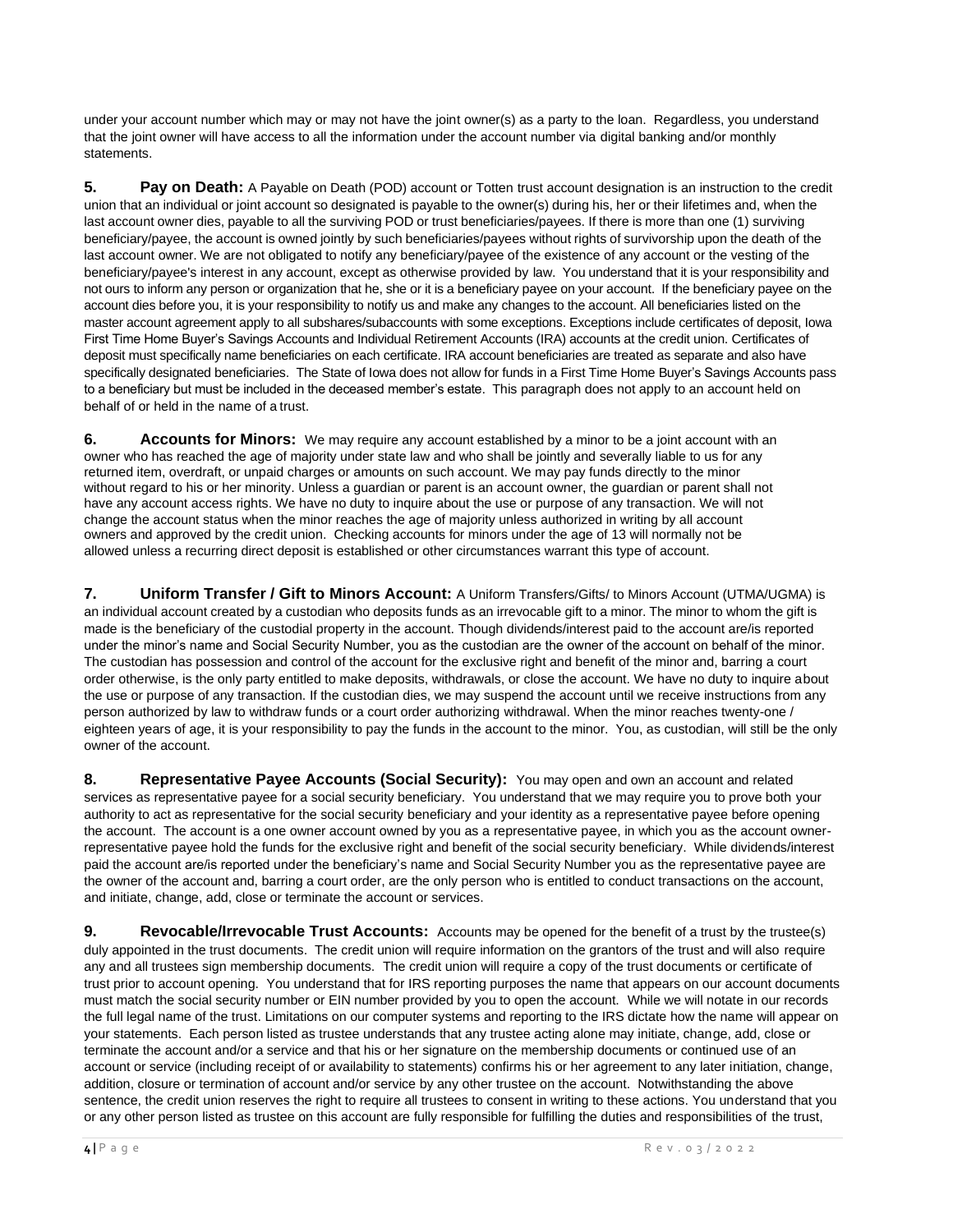under your account number which may or may not have the joint owner(s) as a party to the loan. Regardless, you understand that the joint owner will have access to all the information under the account number via digital banking and/or monthly statements.

**5. Pay on Death:** A Payable on Death (POD) account or Totten trust account designation is an instruction to the credit union that an individual or joint account so designated is payable to the owner(s) during his, her or their lifetimes and, when the last account owner dies, payable to all the surviving POD or trust beneficiaries/payees. If there is more than one (1) surviving beneficiary/payee, the account is owned jointly by such beneficiaries/payees without rights of survivorship upon the death of the last account owner. We are not obligated to notify any beneficiary/payee of the existence of any account or the vesting of the beneficiary/payee's interest in any account, except as otherwise provided by law. You understand that it is your responsibility and not ours to inform any person or organization that he, she or it is a beneficiary payee on your account. If the beneficiary payee on the account dies before you, it is your responsibility to notify us and make any changes to the account. All beneficiaries listed on the master account agreement apply to all subshares/subaccounts with some exceptions. Exceptions include certificates of deposit, Iowa First Time Home Buyer's Savings Accounts and Individual Retirement Accounts (IRA) accounts at the credit union. Certificates of deposit must specifically name beneficiaries on each certificate. IRA account beneficiaries are treated as separate and also have specifically designated beneficiaries. The State of Iowa does not allow for funds in a First Time Home Buyer's Savings Accounts pass to a beneficiary but must be included in the deceased member's estate. This paragraph does not apply to an account held on behalf of or held in the name of a trust.

**6. Accounts for Minors:** We may require any account established by a minor to be a joint account with an owner who has reached the age of majority under state law and who shall be jointly and severally liable to us for any returned item, overdraft, or unpaid charges or amounts on such account. We may pay funds directly to the minor without regard to his or her minority. Unless a guardian or parent is an account owner, the guardian or parent shall not have any account access rights. We have no duty to inquire about the use or purpose of any transaction. We will not change the account status when the minor reaches the age of majority unless authorized in writing by all account owners and approved by the credit union. Checking accounts for minors under the age of 13 will normally not be allowed unless a recurring direct deposit is established or other circumstances warrant this type of account.

**7. Uniform Transfer / Gift to Minors Account:** A Uniform Transfers/Gifts/ to Minors Account (UTMA/UGMA) is an individual account created by a custodian who deposits funds as an irrevocable gift to a minor. The minor to whom the gift is made is the beneficiary of the custodial property in the account. Though dividends/interest paid to the account are/is reported under the minor's name and Social Security Number, you as the custodian are the owner of the account on behalf of the minor. The custodian has possession and control of the account for the exclusive right and benefit of the minor and, barring a court order otherwise, is the only party entitled to make deposits, withdrawals, or close the account. We have no duty to inquire about the use or purpose of any transaction. If the custodian dies, we may suspend the account until we receive instructions from any person authorized by law to withdraw funds or a court order authorizing withdrawal. When the minor reaches twenty-one / eighteen years of age, it is your responsibility to pay the funds in the account to the minor. You, as custodian, will still be the only owner of the account.

**8. Representative Payee Accounts (Social Security):** You may open and own an account and related services as representative payee for a social security beneficiary. You understand that we may require you to prove both your authority to act as representative for the social security beneficiary and your identity as a representative payee before opening the account. The account is a one owner account owned by you as a representative payee, in which you as the account owner-representative payee hold the funds for the exclusive right and benefit of the social security beneficiary. While dividends/interest paid the account are/is reported under the beneficiary's name and Social Security Number you as the representative payee are the owner of the account and, barring a court order, are the only person who is entitled to conduct transactions on the account, and initiate, change, add, close or terminate the account or services.

**9. Revocable/Irrevocable Trust Accounts:** Accounts may be opened for the benefit of a trust by the trustee(s) duly appointed in the trust documents. The credit union will require information on the grantors of the trust and will also require any and all trustees sign membership documents. The credit union will require a copy of the trust documents or certificate of trust prior to account opening. You understand that for IRS reporting purposes the name that appears on our account documents must match the social security number or EIN number provided by you to open the account. While we will notate in our records the full legal name of the trust. Limitations on our computer systems and reporting to the IRS dictate how the name will appear on your statements. Each person listed as trustee understands that any trustee acting alone may initiate, change, add, close or terminate the account and/or a service and that his or her signature on the membership documents or continued use of an account or service (including receipt of or availability to statements) confirms his or her agreement to any later initiation, change, addition, closure or termination of account and/or service by any other trustee on the account. Notwithstanding the above sentence, the credit union reserves the right to require all trustees to consent in writing to these actions. You understand that you or any other person listed as trustee on this account are fully responsible for fulfilling the duties and responsibilities of the trust,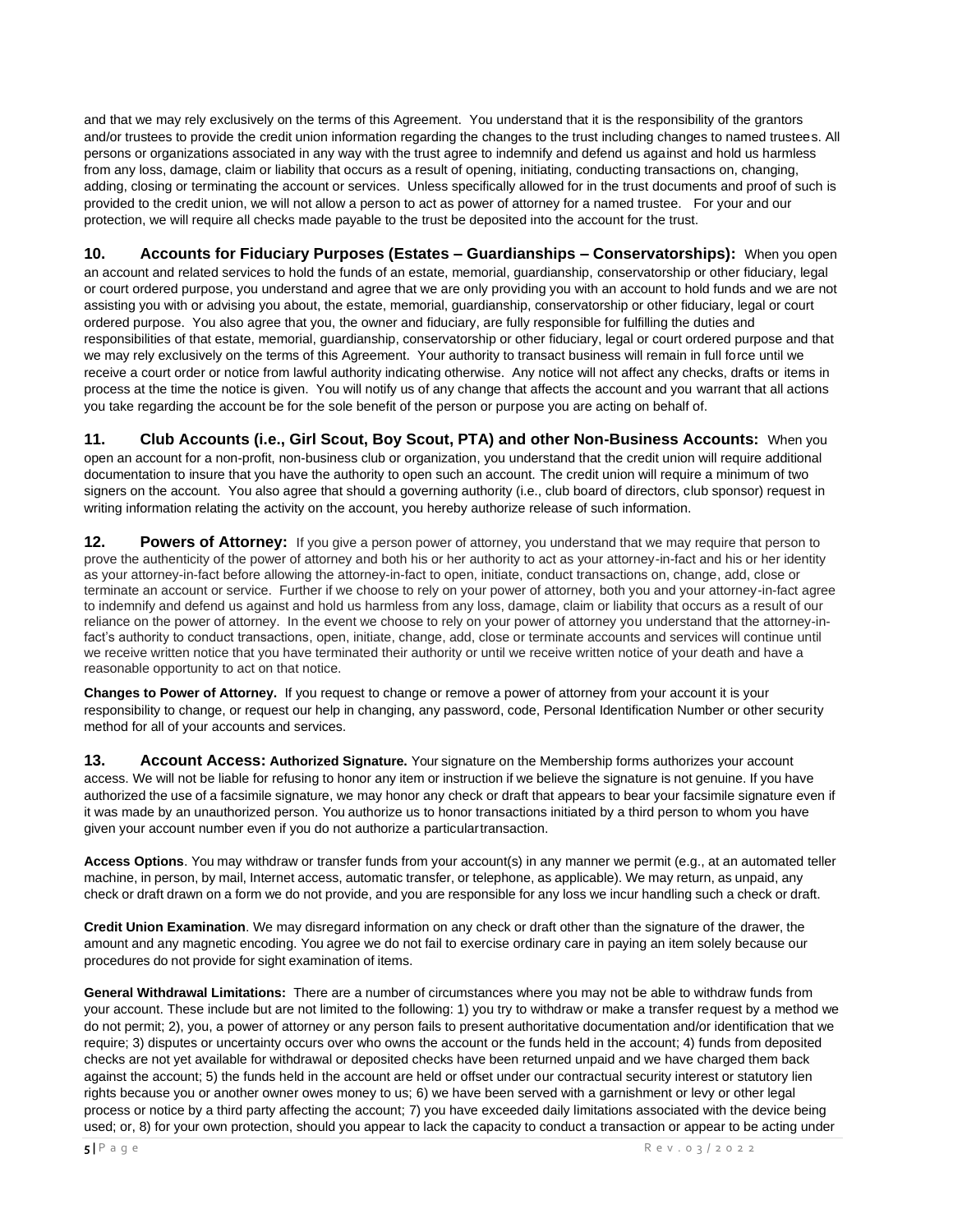and that we may rely exclusively on the terms of this Agreement. You understand that it is the responsibility of the grantors and/or trustees to provide the credit union information regarding the changes to the trust including changes to named trustees. All persons or organizations associated in any way with the trust agree to indemnify and defend us against and hold us harmless from any loss, damage, claim or liability that occurs as a result of opening, initiating, conducting transactions on, changing, adding, closing or terminating the account or services. Unless specifically allowed for in the trust documents and proof of such is provided to the credit union, we will not allow a person to act as power of attorney for a named trustee. For your and our protection, we will require all checks made payable to the trust be deposited into the account for the trust.

**10. Accounts for Fiduciary Purposes (Estates – Guardianships – Conservatorships):** When you open an account and related services to hold the funds of an estate, memorial, guardianship, conservatorship or other fiduciary, legal or court ordered purpose, you understand and agree that we are only providing you with an account to hold funds and we are not assisting you with or advising you about, the estate, memorial, guardianship, conservatorship or other fiduciary, legal or court ordered purpose. You also agree that you, the owner and fiduciary, are fully responsible for fulfilling the duties and responsibilities of that estate, memorial, guardianship, conservatorship or other fiduciary, legal or court ordered purpose and that we may rely exclusively on the terms of this Agreement. Your authority to transact business will remain in full force until we receive a court order or notice from lawful authority indicating otherwise. Any notice will not affect any checks, drafts or items in process at the time the notice is given. You will notify us of any change that affects the account and you warrant that all actions you take regarding the account be for the sole benefit of the person or purpose you are acting on behalf of.

**11. Club Accounts (i.e., Girl Scout, Boy Scout, PTA) and other Non-Business Accounts:** When you open an account for a non-profit, non-business club or organization, you understand that the credit union will require additional documentation to insure that you have the authority to open such an account. The credit union will require a minimum of two signers on the account. You also agree that should a governing authority (i.e., club board of directors, club sponsor) request in writing information relating the activity on the account, you hereby authorize release of such information.

**12. Powers of Attorney:** If you give a person power of attorney, you understand that we may require that person to prove the authenticity of the power of attorney and both his or her authority to act as your attorney-in-fact and his or her identity as your attorney-in-fact before allowing the attorney-in-fact to open, initiate, conduct transactions on, change, add, close or terminate an account or service. Further if we choose to rely on your power of attorney, both you and your attorney-in-fact agree to indemnify and defend us against and hold us harmless from any loss, damage, claim or liability that occurs as a result of our reliance on the power of attorney. In the event we choose to rely on your power of attorney you understand that the attorney-in-fact's authority to conduct transactions, open, initiate, change, add, close or terminate accounts and services will continue until we receive written notice that you have terminated their authority or until we receive written notice of your death and have a reasonable opportunity to act on that notice.

**Changes to Power of Attorney.** If you request to change or remove a power of attorney from your account it is your responsibility to change, or request our help in changing, any password, code, Personal Identification Number or other security method for all of your accounts and services.

**13. Account Access: Authorized Signature.** Your signature on the Membership forms authorizes your account access. We will not be liable for refusing to honor any item or instruction if we believe the signature is not genuine. If you have authorized the use of a facsimile signature, we may honor any check or draft that appears to bear your facsimile signature even if it was made by an unauthorized person. You authorize us to honor transactions initiated by a third person to whom you have given your account number even if you do not authorize a particular transaction.

**Access Options**. You may withdraw or transfer funds from your account(s) in any manner we permit (e.g., at an automated teller machine, in person, by mail, Internet access, automatic transfer, or telephone, as applicable). We may return, as unpaid, any check or draft drawn on a form we do not provide, and you are responsible for any loss we incur handling such a check or draft.

**Credit Union Examination**. We may disregard information on any check or draft other than the signature of the drawer, the amount and any magnetic encoding. You agree we do not fail to exercise ordinary care in paying an item solely because our procedures do not provide for sight examination of items.

**General Withdrawal Limitations:** There are a number of circumstances where you may not be able to withdraw funds from your account. These include but are not limited to the following: 1) you try to withdraw or make a transfer request by a method we do not permit; 2), you, a power of attorney or any person fails to present authoritative documentation and/or identification that we require; 3) disputes or uncertainty occurs over who owns the account or the funds held in the account; 4) funds from deposited checks are not yet available for withdrawal or deposited checks have been returned unpaid and we have charged them back against the account; 5) the funds held in the account are held or offset under our contractual security interest or statutory lien rights because you or another owner owes money to us; 6) we have been served with a garnishment or levy or other legal process or notice by a third party affecting the account; 7) you have exceeded daily limitations associated with the device being used; or, 8) for your own protection, should you appear to lack the capacity to conduct a transaction or appear to be acting under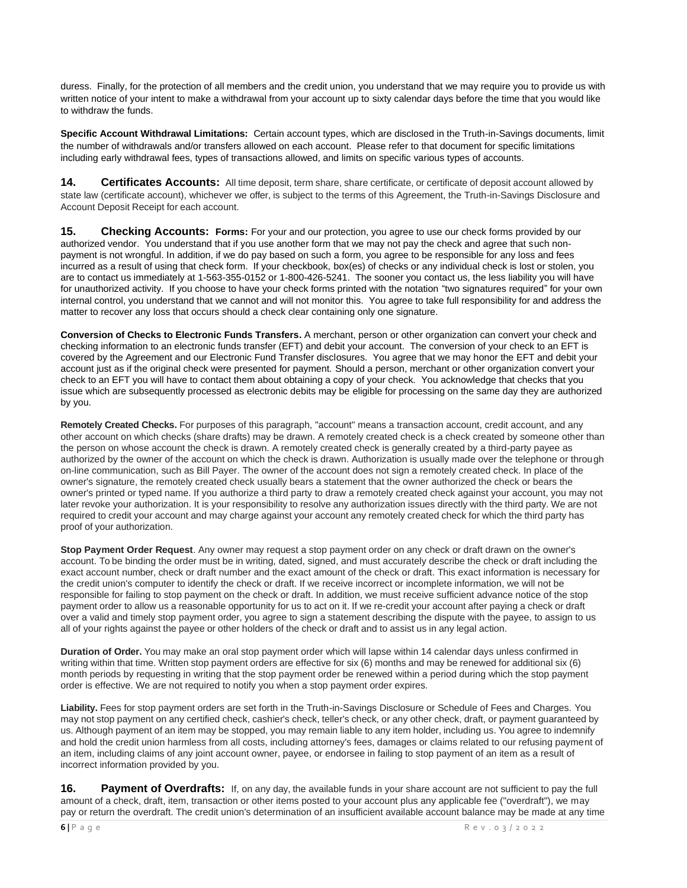duress. Finally, for the protection of all members and the credit union, you understand that we may require you to provide us with written notice of your intent to make a withdrawal from your account up to sixty calendar days before the time that you would like to withdraw the funds.

**Specific Account Withdrawal Limitations:** Certain account types, which are disclosed in the Truth-in-Savings documents, limit the number of withdrawals and/or transfers allowed on each account. Please refer to that document for specific limitations including early withdrawal fees, types of transactions allowed, and limits on specific various types of accounts.

**14. Certificates Accounts:** All time deposit, term share, share certificate, or certificate of deposit account allowed by state law (certificate account), whichever we offer, is subject to the terms of this Agreement, the Truth-in-Savings Disclosure and Account Deposit Receipt for each account.

**15. Checking Accounts:** **Forms:** For your and our protection, you agree to use our check forms provided by our authorized vendor. You understand that if you use another form that we may not pay the check and agree that such non-payment is not wrongful. In addition, if we do pay based on such a form, you agree to be responsible for any loss and fees incurred as a result of using that check form. If your checkbook, box(es) of checks or any individual check is lost or stolen, you are to contact us immediately at 1-563-355-0152 or 1-800-426-5241. The sooner you contact us, the less liability you will have for unauthorized activity. If you choose to have your check forms printed with the notation "two signatures required" for your own internal control, you understand that we cannot and will not monitor this. You agree to take full responsibility for and address the matter to recover any loss that occurs should a check clear containing only one signature.

**Conversion of Checks to Electronic Funds Transfers.** A merchant, person or other organization can convert your check and checking information to an electronic funds transfer (EFT) and debit your account. The conversion of your check to an EFT is covered by the Agreement and our Electronic Fund Transfer disclosures. You agree that we may honor the EFT and debit your account just as if the original check were presented for payment. Should a person, merchant or other organization convert your check to an EFT you will have to contact them about obtaining a copy of your check. You acknowledge that checks that you issue which are subsequently processed as electronic debits may be eligible for processing on the same day they are authorized by you.

**Remotely Created Checks.** For purposes of this paragraph, "account" means a transaction account, credit account, and any other account on which checks (share drafts) may be drawn. A remotely created check is a check created by someone other than the person on whose account the check is drawn. A remotely created check is generally created by a third-party payee as authorized by the owner of the account on which the check is drawn. Authorization is usually made over the telephone or through on-line communication, such as Bill Payer. The owner of the account does not sign a remotely created check. In place of the owner's signature, the remotely created check usually bears a statement that the owner authorized the check or bears the owner's printed or typed name. If you authorize a third party to draw a remotely created check against your account, you may not later revoke your authorization. It is your responsibility to resolve any authorization issues directly with the third party. We are not required to credit your account and may charge against your account any remotely created check for which the third party has proof of your authorization.

**Stop Payment Order Request**. Any owner may request a stop payment order on any check or draft drawn on the owner's account. To be binding the order must be in writing, dated, signed, and must accurately describe the check or draft including the exact account number, check or draft number and the exact amount of the check or draft. This exact information is necessary for the credit union's computer to identify the check or draft. If we receive incorrect or incomplete information, we will not be responsible for failing to stop payment on the check or draft. In addition, we must receive sufficient advance notice of the stop payment order to allow us a reasonable opportunity for us to act on it. If we re-credit your account after paying a check or draft over a valid and timely stop payment order, you agree to sign a statement describing the dispute with the payee, to assign to us all of your rights against the payee or other holders of the check or draft and to assist us in any legal action.

**Duration of Order.** You may make an oral stop payment order which will lapse within 14 calendar days unless confirmed in writing within that time. Written stop payment orders are effective for six (6) months and may be renewed for additional six (6) month periods by requesting in writing that the stop payment order be renewed within a period during which the stop payment order is effective. We are not required to notify you when a stop payment order expires.

**Liability.** Fees for stop payment orders are set forth in the Truth-in-Savings Disclosure or Schedule of Fees and Charges. You may not stop payment on any certified check, cashier's check, teller's check, or any other check, draft, or payment guaranteed by us. Although payment of an item may be stopped, you may remain liable to any item holder, including us. You agree to indemnify and hold the credit union harmless from all costs, including attorney's fees, damages or claims related to our refusing payment of an item, including claims of any joint account owner, payee, or endorsee in failing to stop payment of an item as a result of incorrect information provided by you.

**16. Payment of Overdrafts:** If, on any day, the available funds in your share account are not sufficient to pay the full amount of a check, draft, item, transaction or other items posted to your account plus any applicable fee ("overdraft"), we may pay or return the overdraft. The credit union's determination of an insufficient available account balance may be made at any time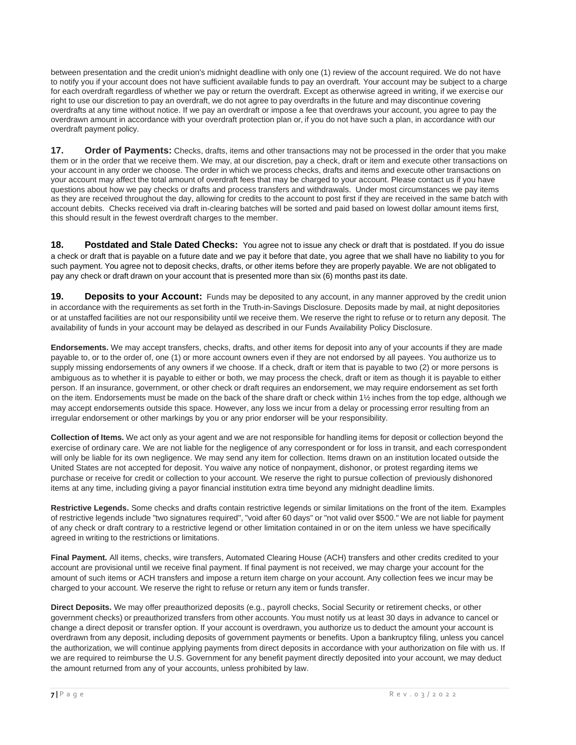between presentation and the credit union's midnight deadline with only one (1) review of the account required. We do not have to notify you if your account does not have sufficient available funds to pay an overdraft. Your account may be subject to a charge for each overdraft regardless of whether we pay or return the overdraft. Except as otherwise agreed in writing, if we exercise our right to use our discretion to pay an overdraft, we do not agree to pay overdrafts in the future and may discontinue covering overdrafts at any time without notice. If we pay an overdraft or impose a fee that overdraws your account, you agree to pay the overdrawn amount in accordance with your overdraft protection plan or, if you do not have such a plan, in accordance with our overdraft payment policy.

**17. Order of Payments:** Checks, drafts, items and other transactions may not be processed in the order that you make them or in the order that we receive them. We may, at our discretion, pay a check, draft or item and execute other transactions on your account in any order we choose. The order in which we process checks, drafts and items and execute other transactions on your account may affect the total amount of overdraft fees that may be charged to your account. Please contact us if you have questions about how we pay checks or drafts and process transfers and withdrawals. Under most circumstances we pay items as they are received throughout the day, allowing for credits to the account to post first if they are received in the same batch with account debits. Checks received via draft in-clearing batches will be sorted and paid based on lowest dollar amount items first, this should result in the fewest overdraft charges to the member.

**18. Postdated and Stale Dated Checks:** You agree not to issue any check or draft that is postdated. If you do issue a check or draft that is payable on a future date and we pay it before that date, you agree that we shall have no liability to you for such payment. You agree not to deposit checks, drafts, or other items before they are properly payable. We are not obligated to pay any check or draft drawn on your account that is presented more than six (6) months past its date.

**19. Deposits to your Account:** Funds may be deposited to any account, in any manner approved by the credit union in accordance with the requirements as set forth in the Truth-in-Savings Disclosure. Deposits made by mail, at night depositories or at unstaffed facilities are not our responsibility until we receive them. We reserve the right to refuse or to return any deposit. The availability of funds in your account may be delayed as described in our Funds Availability Policy Disclosure.

**Endorsements.** We may accept transfers, checks, drafts, and other items for deposit into any of your accounts if they are made payable to, or to the order of, one (1) or more account owners even if they are not endorsed by all payees. You authorize us to supply missing endorsements of any owners if we choose. If a check, draft or item that is payable to two (2) or more persons is ambiguous as to whether it is payable to either or both, we may process the check, draft or item as though it is payable to either person. If an insurance, government, or other check or draft requires an endorsement, we may require endorsement as set forth on the item. Endorsements must be made on the back of the share draft or check within 1½ inches from the top edge, although we may accept endorsements outside this space. However, any loss we incur from a delay or processing error resulting from an irregular endorsement or other markings by you or any prior endorser will be your responsibility.

**Collection of Items.** We act only as your agent and we are not responsible for handling items for deposit or collection beyond the exercise of ordinary care. We are not liable for the negligence of any correspondent or for loss in transit, and each correspondent will only be liable for its own negligence. We may send any item for collection. Items drawn on an institution located outside the United States are not accepted for deposit. You waive any notice of nonpayment, dishonor, or protest regarding items we purchase or receive for credit or collection to your account. We reserve the right to pursue collection of previously dishonored items at any time, including giving a payor financial institution extra time beyond any midnight deadline limits.

**Restrictive Legends.** Some checks and drafts contain restrictive legends or similar limitations on the front of the item. Examples of restrictive legends include "two signatures required", "void after 60 days" or "not valid over $500." We are not liable for payment of any check or draft contrary to a restrictive legend or other limitation contained in or on the item unless we have specifically agreed in writing to the restrictions or limitations.

**Final Payment.** All items, checks, wire transfers, Automated Clearing House (ACH) transfers and other credits credited to your account are provisional until we receive final payment. If final payment is not received, we may charge your account for the amount of such items or ACH transfers and impose a return item charge on your account. Any collection fees we incur may be charged to your account. We reserve the right to refuse or return any item or funds transfer.

**Direct Deposits.** We may offer preauthorized deposits (e.g., payroll checks, Social Security or retirement checks, or other government checks) or preauthorized transfers from other accounts. You must notify us at least 30 days in advance to cancel or change a direct deposit or transfer option. If your account is overdrawn, you authorize us to deduct the amount your account is overdrawn from any deposit, including deposits of government payments or benefits. Upon a bankruptcy filing, unless you cancel the authorization, we will continue applying payments from direct deposits in accordance with your authorization on file with us. If we are required to reimburse the U.S. Government for any benefit payment directly deposited into your account, we may deduct the amount returned from any of your accounts, unless prohibited by law.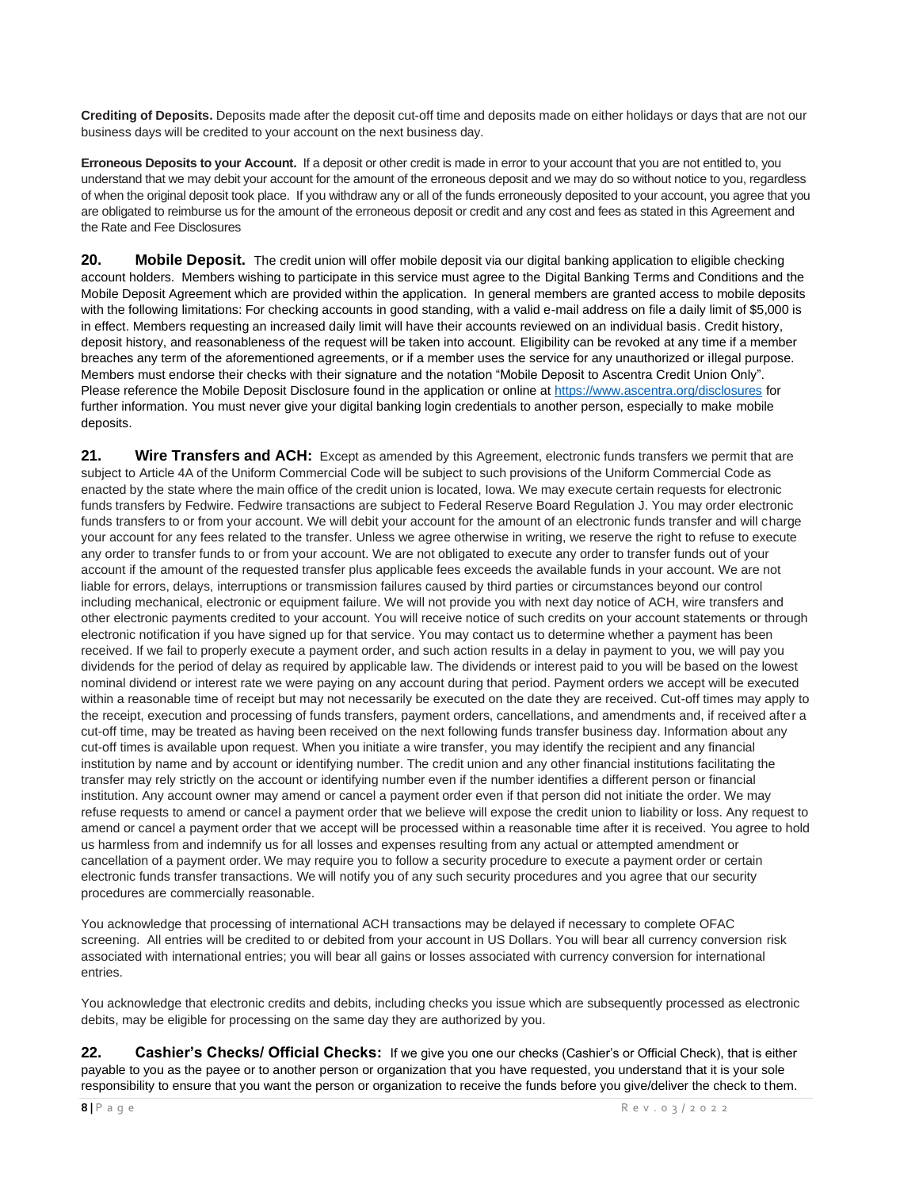**Crediting of Deposits.** Deposits made after the deposit cut-off time and deposits made on either holidays or days that are not our business days will be credited to your account on the next business day.

**Erroneous Deposits to your Account.** If a deposit or other credit is made in error to your account that you are not entitled to, you understand that we may debit your account for the amount of the erroneous deposit and we may do so without notice to you, regardless of when the original deposit took place. If you withdraw any or all of the funds erroneously deposited to your account, you agree that you are obligated to reimburse us for the amount of the erroneous deposit or credit and any cost and fees as stated in this Agreement and the Rate and Fee Disclosures

**20. Mobile Deposit.** The credit union will offer mobile deposit via our digital banking application to eligible checking account holders. Members wishing to participate in this service must agree to the Digital Banking Terms and Conditions and the Mobile Deposit Agreement which are provided within the application. In general members are granted access to mobile deposits with the following limitations: For checking accounts in good standing, with a valid e-mail address on file a daily limit of $5,000 is in effect. Members requesting an increased daily limit will have their accounts reviewed on an individual basis. Credit history, deposit history, and reasonableness of the request will be taken into account. Eligibility can be revoked at any time if a member breaches any term of the aforementioned agreements, or if a member uses the service for any unauthorized or illegal purpose. Members must endorse their checks with their signature and the notation "Mobile Deposit to Ascentra Credit Union Only". Please reference the Mobile Deposit Disclosure found in the application or online at https://www.ascentra.org/disclosures for further information. You must never give your digital banking login credentials to another person, especially to make mobile deposits.

**21. Wire Transfers and ACH:** Except as amended by this Agreement, electronic funds transfers we permit that are subject to Article 4A of the Uniform Commercial Code will be subject to such provisions of the Uniform Commercial Code as enacted by the state where the main office of the credit union is located, Iowa. We may execute certain requests for electronic funds transfers by Fedwire. Fedwire transactions are subject to Federal Reserve Board Regulation J. You may order electronic funds transfers to or from your account. We will debit your account for the amount of an electronic funds transfer and will charge your account for any fees related to the transfer. Unless we agree otherwise in writing, we reserve the right to refuse to execute any order to transfer funds to or from your account. We are not obligated to execute any order to transfer funds out of your account if the amount of the requested transfer plus applicable fees exceeds the available funds in your account. We are not liable for errors, delays, interruptions or transmission failures caused by third parties or circumstances beyond our control including mechanical, electronic or equipment failure. We will not provide you with next day notice of ACH, wire transfers and other electronic payments credited to your account. You will receive notice of such credits on your account statements or through electronic notification if you have signed up for that service. You may contact us to determine whether a payment has been received. If we fail to properly execute a payment order, and such action results in a delay in payment to you, we will pay you dividends for the period of delay as required by applicable law. The dividends or interest paid to you will be based on the lowest nominal dividend or interest rate we were paying on any account during that period. Payment orders we accept will be executed within a reasonable time of receipt but may not necessarily be executed on the date they are received. Cut-off times may apply to the receipt, execution and processing of funds transfers, payment orders, cancellations, and amendments and, if received after a cut-off time, may be treated as having been received on the next following funds transfer business day. Information about any cut-off times is available upon request. When you initiate a wire transfer, you may identify the recipient and any financial institution by name and by account or identifying number. The credit union and any other financial institutions facilitating the transfer may rely strictly on the account or identifying number even if the number identifies a different person or financial institution. Any account owner may amend or cancel a payment order even if that person did not initiate the order. We may refuse requests to amend or cancel a payment order that we believe will expose the credit union to liability or loss. Any request to amend or cancel a payment order that we accept will be processed within a reasonable time after it is received. You agree to hold us harmless from and indemnify us for all losses and expenses resulting from any actual or attempted amendment or cancellation of a payment order. We may require you to follow a security procedure to execute a payment order or certain electronic funds transfer transactions. We will notify you of any such security procedures and you agree that our security procedures are commercially reasonable.

You acknowledge that processing of international ACH transactions may be delayed if necessary to complete OFAC screening. All entries will be credited to or debited from your account in US Dollars. You will bear all currency conversion risk associated with international entries; you will bear all gains or losses associated with currency conversion for international entries.

You acknowledge that electronic credits and debits, including checks you issue which are subsequently processed as electronic debits, may be eligible for processing on the same day they are authorized by you.

**22. Cashier's Checks/ Official Checks:** If we give you one our checks (Cashier's or Official Check), that is either payable to you as the payee or to another person or organization that you have requested, you understand that it is your sole responsibility to ensure that you want the person or organization to receive the funds before you give/deliver the check to them.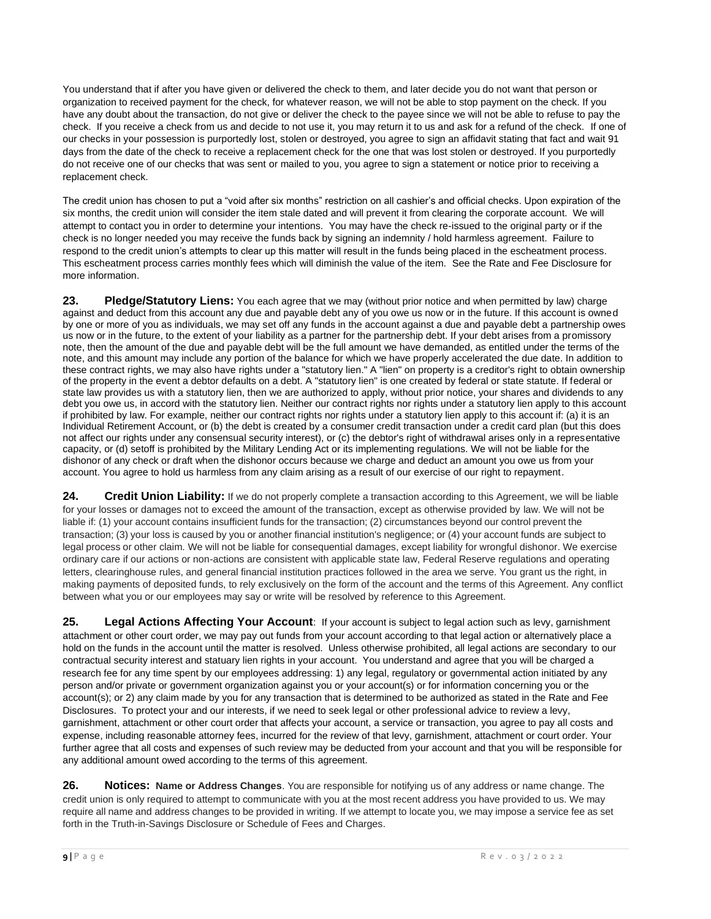You understand that if after you have given or delivered the check to them, and later decide you do not want that person or organization to received payment for the check, for whatever reason, we will not be able to stop payment on the check. If you have any doubt about the transaction, do not give or deliver the check to the payee since we will not be able to refuse to pay the check. If you receive a check from us and decide to not use it, you may return it to us and ask for a refund of the check. If one of our checks in your possession is purportedly lost, stolen or destroyed, you agree to sign an affidavit stating that fact and wait 91 days from the date of the check to receive a replacement check for the one that was lost stolen or destroyed. If you purportedly do not receive one of our checks that was sent or mailed to you, you agree to sign a statement or notice prior to receiving a replacement check.

The credit union has chosen to put a "void after six months" restriction on all cashier's and official checks. Upon expiration of the six months, the credit union will consider the item stale dated and will prevent it from clearing the corporate account. We will attempt to contact you in order to determine your intentions. You may have the check re-issued to the original party or if the check is no longer needed you may receive the funds back by signing an indemnity / hold harmless agreement. Failure to respond to the credit union's attempts to clear up this matter will result in the funds being placed in the escheatment process. This escheatment process carries monthly fees which will diminish the value of the item. See the Rate and Fee Disclosure for more information.

**23. Pledge/Statutory Liens:** You each agree that we may (without prior notice and when permitted by law) charge against and deduct from this account any due and payable debt any of you owe us now or in the future. If this account is owned by one or more of you as individuals, we may set off any funds in the account against a due and payable debt a partnership owes us now or in the future, to the extent of your liability as a partner for the partnership debt. If your debt arises from a promissory note, then the amount of the due and payable debt will be the full amount we have demanded, as entitled under the terms of the note, and this amount may include any portion of the balance for which we have properly accelerated the due date. In addition to these contract rights, we may also have rights under a "statutory lien." A "lien" on property is a creditor's right to obtain ownership of the property in the event a debtor defaults on a debt. A "statutory lien" is one created by federal or state statute. If federal or state law provides us with a statutory lien, then we are authorized to apply, without prior notice, your shares and dividends to any debt you owe us, in accord with the statutory lien. Neither our contract rights nor rights under a statutory lien apply to this account if prohibited by law. For example, neither our contract rights nor rights under a statutory lien apply to this account if: (a) it is an Individual Retirement Account, or (b) the debt is created by a consumer credit transaction under a credit card plan (but this does not affect our rights under any consensual security interest), or (c) the debtor's right of withdrawal arises only in a representative capacity, or (d) setoff is prohibited by the Military Lending Act or its implementing regulations. We will not be liable for the dishonor of any check or draft when the dishonor occurs because we charge and deduct an amount you owe us from your account. You agree to hold us harmless from any claim arising as a result of our exercise of our right to repayment.

**24. Credit Union Liability:** If we do not properly complete a transaction according to this Agreement, we will be liable for your losses or damages not to exceed the amount of the transaction, except as otherwise provided by law. We will not be liable if: (1) your account contains insufficient funds for the transaction; (2) circumstances beyond our control prevent the transaction; (3) your loss is caused by you or another financial institution's negligence; or (4) your account funds are subject to legal process or other claim. We will not be liable for consequential damages, except liability for wrongful dishonor. We exercise ordinary care if our actions or non-actions are consistent with applicable state law, Federal Reserve regulations and operating letters, clearinghouse rules, and general financial institution practices followed in the area we serve. You grant us the right, in making payments of deposited funds, to rely exclusively on the form of the account and the terms of this Agreement. Any conflict between what you or our employees may say or write will be resolved by reference to this Agreement.

**25. Legal Actions Affecting Your Account**: If your account is subject to legal action such as levy, garnishment attachment or other court order, we may pay out funds from your account according to that legal action or alternatively place a hold on the funds in the account until the matter is resolved. Unless otherwise prohibited, all legal actions are secondary to our contractual security interest and statuary lien rights in your account. You understand and agree that you will be charged a research fee for any time spent by our employees addressing: 1) any legal, regulatory or governmental action initiated by any person and/or private or government organization against you or your account(s) or for information concerning you or the account(s); or 2) any claim made by you for any transaction that is determined to be authorized as stated in the Rate and Fee Disclosures. To protect your and our interests, if we need to seek legal or other professional advice to review a levy, garnishment, attachment or other court order that affects your account, a service or transaction, you agree to pay all costs and expense, including reasonable attorney fees, incurred for the review of that levy, garnishment, attachment or court order. Your further agree that all costs and expenses of such review may be deducted from your account and that you will be responsible for any additional amount owed according to the terms of this agreement.

**26. Notices: Name or Address Changes**. You are responsible for notifying us of any address or name change. The credit union is only required to attempt to communicate with you at the most recent address you have provided to us. We may require all name and address changes to be provided in writing. If we attempt to locate you, we may impose a service fee as set forth in the Truth-in-Savings Disclosure or Schedule of Fees and Charges.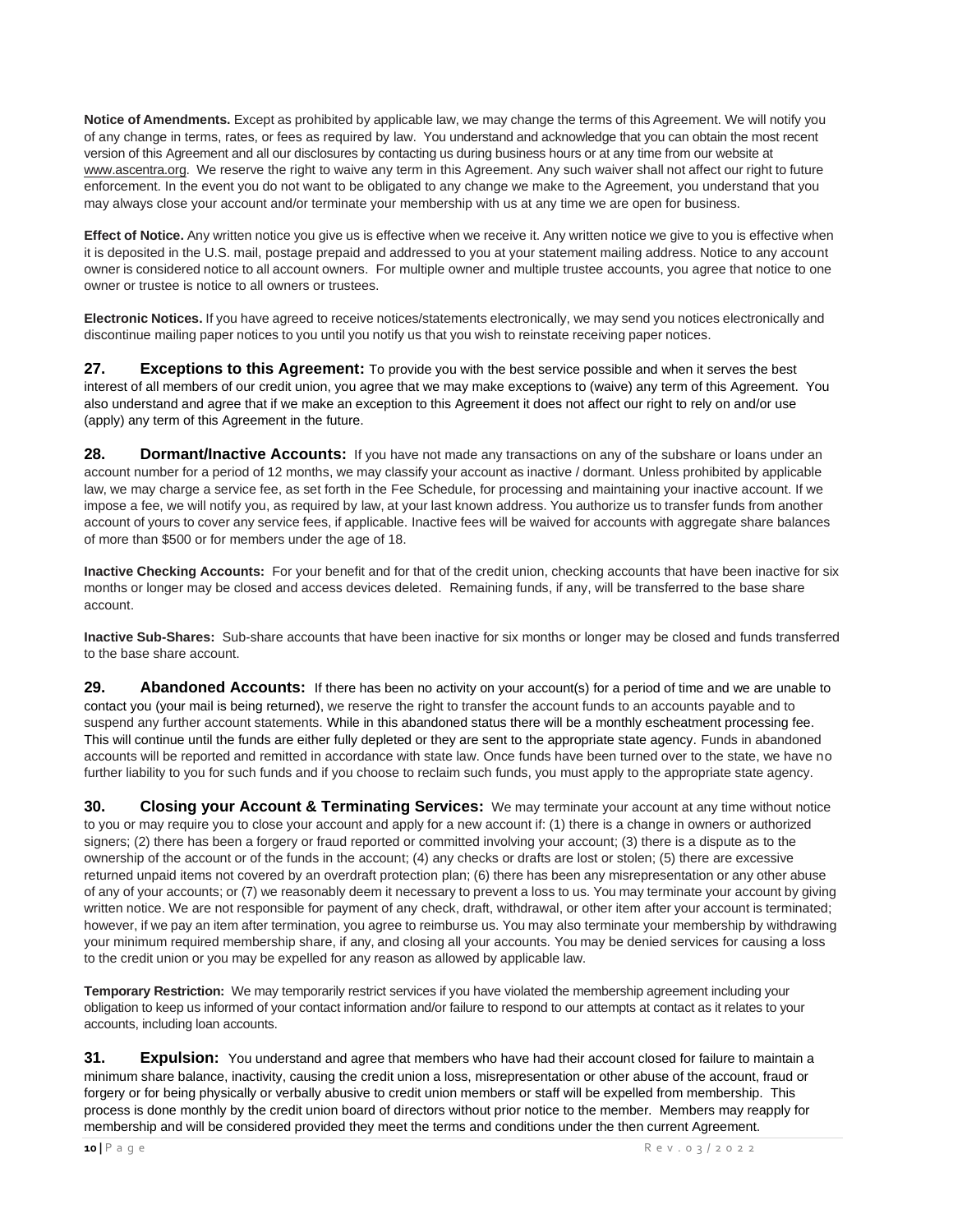**Notice of Amendments.** Except as prohibited by applicable law, we may change the terms of this Agreement. We will notify you of any change in terms, rates, or fees as required by law. You understand and acknowledge that you can obtain the most recent version of this Agreement and all our disclosures by contacting us during business hours or at any time from our website at www.ascentra.org. We reserve the right to waive any term in this Agreement. Any such waiver shall not affect our right to future enforcement. In the event you do not want to be obligated to any change we make to the Agreement, you understand that you may always close your account and/or terminate your membership with us at any time we are open for business.

**Effect of Notice.** Any written notice you give us is effective when we receive it. Any written notice we give to you is effective when it is deposited in the U.S. mail, postage prepaid and addressed to you at your statement mailing address. Notice to any account owner is considered notice to all account owners. For multiple owner and multiple trustee accounts, you agree that notice to one owner or trustee is notice to all owners or trustees.

**Electronic Notices.** If you have agreed to receive notices/statements electronically, we may send you notices electronically and discontinue mailing paper notices to you until you notify us that you wish to reinstate receiving paper notices.

**27. Exceptions to this Agreement:** To provide you with the best service possible and when it serves the best interest of all members of our credit union, you agree that we may make exceptions to (waive) any term of this Agreement. You also understand and agree that if we make an exception to this Agreement it does not affect our right to rely on and/or use (apply) any term of this Agreement in the future.

**28. Dormant/Inactive Accounts:** If you have not made any transactions on any of the subshare or loans under an account number for a period of 12 months, we may classify your account as inactive / dormant. Unless prohibited by applicable law, we may charge a service fee, as set forth in the Fee Schedule, for processing and maintaining your inactive account. If we impose a fee, we will notify you, as required by law, at your last known address. You authorize us to transfer funds from another account of yours to cover any service fees, if applicable. Inactive fees will be waived for accounts with aggregate share balances of more than $500 or for members under the age of 18.

**Inactive Checking Accounts:** For your benefit and for that of the credit union, checking accounts that have been inactive for six months or longer may be closed and access devices deleted. Remaining funds, if any, will be transferred to the base share account.

**Inactive Sub-Shares:** Sub-share accounts that have been inactive for six months or longer may be closed and funds transferred to the base share account.

**29. Abandoned Accounts:** If there has been no activity on your account(s) for a period of time and we are unable to contact you (your mail is being returned), we reserve the right to transfer the account funds to an accounts payable and to suspend any further account statements. While in this abandoned status there will be a monthly escheatment processing fee. This will continue until the funds are either fully depleted or they are sent to the appropriate state agency. Funds in abandoned accounts will be reported and remitted in accordance with state law. Once funds have been turned over to the state, we have no further liability to you for such funds and if you choose to reclaim such funds, you must apply to the appropriate state agency.

**30. Closing your Account & Terminating Services:** We may terminate your account at any time without notice to you or may require you to close your account and apply for a new account if: (1) there is a change in owners or authorized signers; (2) there has been a forgery or fraud reported or committed involving your account; (3) there is a dispute as to the ownership of the account or of the funds in the account; (4) any checks or drafts are lost or stolen; (5) there are excessive returned unpaid items not covered by an overdraft protection plan; (6) there has been any misrepresentation or any other abuse of any of your accounts; or (7) we reasonably deem it necessary to prevent a loss to us. You may terminate your account by giving written notice. We are not responsible for payment of any check, draft, withdrawal, or other item after your account is terminated; however, if we pay an item after termination, you agree to reimburse us. You may also terminate your membership by withdrawing your minimum required membership share, if any, and closing all your accounts. You may be denied services for causing a loss to the credit union or you may be expelled for any reason as allowed by applicable law.

**Temporary Restriction:** We may temporarily restrict services if you have violated the membership agreement including your obligation to keep us informed of your contact information and/or failure to respond to our attempts at contact as it relates to your accounts, including loan accounts.

**31. Expulsion:** You understand and agree that members who have had their account closed for failure to maintain a minimum share balance, inactivity, causing the credit union a loss, misrepresentation or other abuse of the account, fraud or forgery or for being physically or verbally abusive to credit union members or staff will be expelled from membership. This process is done monthly by the credit union board of directors without prior notice to the member. Members may reapply for membership and will be considered provided they meet the terms and conditions under the then current Agreement.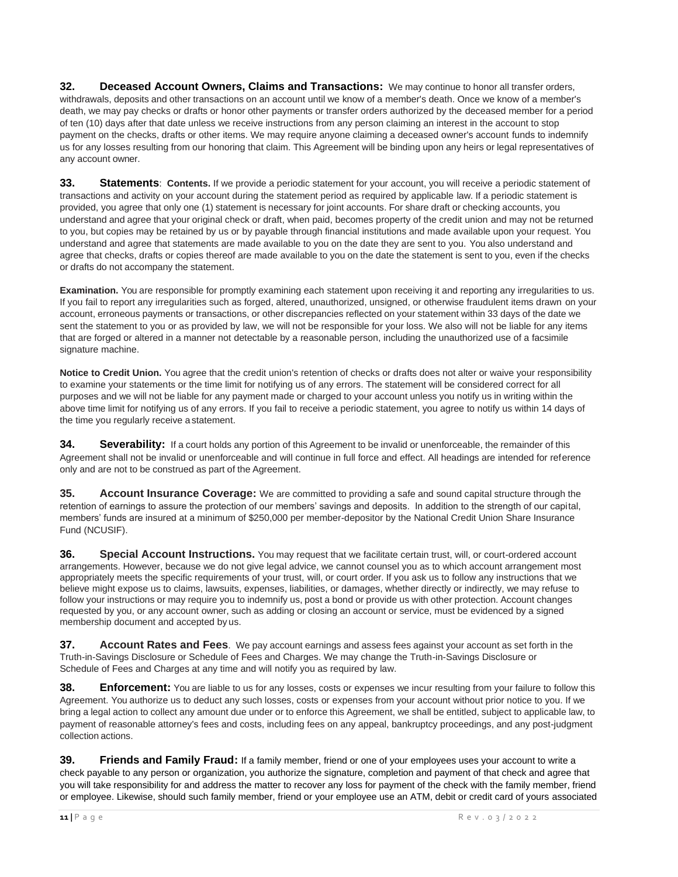**32. Deceased Account Owners, Claims and Transactions:** We may continue to honor all transfer orders, withdrawals, deposits and other transactions on an account until we know of a member's death. Once we know of a member's death, we may pay checks or drafts or honor other payments or transfer orders authorized by the deceased member for a period of ten (10) days after that date unless we receive instructions from any person claiming an interest in the account to stop payment on the checks, drafts or other items. We may require anyone claiming a deceased owner's account funds to indemnify us for any losses resulting from our honoring that claim. This Agreement will be binding upon any heirs or legal representatives of any account owner.

**33. Statements**: **Contents.** If we provide a periodic statement for your account, you will receive a periodic statement of transactions and activity on your account during the statement period as required by applicable law. If a periodic statement is provided, you agree that only one (1) statement is necessary for joint accounts. For share draft or checking accounts, you understand and agree that your original check or draft, when paid, becomes property of the credit union and may not be returned to you, but copies may be retained by us or by payable through financial institutions and made available upon your request. You understand and agree that statements are made available to you on the date they are sent to you. You also understand and agree that checks, drafts or copies thereof are made available to you on the date the statement is sent to you, even if the checks or drafts do not accompany the statement.

**Examination.** You are responsible for promptly examining each statement upon receiving it and reporting any irregularities to us. If you fail to report any irregularities such as forged, altered, unauthorized, unsigned, or otherwise fraudulent items drawn on your account, erroneous payments or transactions, or other discrepancies reflected on your statement within 33 days of the date we sent the statement to you or as provided by law, we will not be responsible for your loss. We also will not be liable for any items that are forged or altered in a manner not detectable by a reasonable person, including the unauthorized use of a facsimile signature machine.

**Notice to Credit Union.** You agree that the credit union's retention of checks or drafts does not alter or waive your responsibility to examine your statements or the time limit for notifying us of any errors. The statement will be considered correct for all purposes and we will not be liable for any payment made or charged to your account unless you notify us in writing within the above time limit for notifying us of any errors. If you fail to receive a periodic statement, you agree to notify us within 14 days of the time you regularly receive a statement.

**34. Severability:** If a court holds any portion of this Agreement to be invalid or unenforceable, the remainder of this Agreement shall not be invalid or unenforceable and will continue in full force and effect. All headings are intended for reference only and are not to be construed as part of the Agreement.

**35. Account Insurance Coverage:** We are committed to providing a safe and sound capital structure through the retention of earnings to assure the protection of our members' savings and deposits. In addition to the strength of our capital, members' funds are insured at a minimum of $250,000 per member-depositor by the National Credit Union Share Insurance Fund (NCUSIF).

**36. Special Account Instructions.** You may request that we facilitate certain trust, will, or court-ordered account arrangements. However, because we do not give legal advice, we cannot counsel you as to which account arrangement most appropriately meets the specific requirements of your trust, will, or court order. If you ask us to follow any instructions that we believe might expose us to claims, lawsuits, expenses, liabilities, or damages, whether directly or indirectly, we may refuse to follow your instructions or may require you to indemnify us, post a bond or provide us with other protection. Account changes requested by you, or any account owner, such as adding or closing an account or service, must be evidenced by a signed membership document and accepted by us.

**37. Account Rates and Fees**. We pay account earnings and assess fees against your account as set forth in the Truth-in-Savings Disclosure or Schedule of Fees and Charges. We may change the Truth-in-Savings Disclosure or Schedule of Fees and Charges at any time and will notify you as required by law.

**38. Enforcement:** You are liable to us for any losses, costs or expenses we incur resulting from your failure to follow this Agreement. You authorize us to deduct any such losses, costs or expenses from your account without prior notice to you. If we bring a legal action to collect any amount due under or to enforce this Agreement, we shall be entitled, subject to applicable law, to payment of reasonable attorney's fees and costs, including fees on any appeal, bankruptcy proceedings, and any post-judgment collection actions.

**39. Friends and Family Fraud:** If a family member, friend or one of your employees uses your account to write a check payable to any person or organization, you authorize the signature, completion and payment of that check and agree that you will take responsibility for and address the matter to recover any loss for payment of the check with the family member, friend or employee. Likewise, should such family member, friend or your employee use an ATM, debit or credit card of yours associated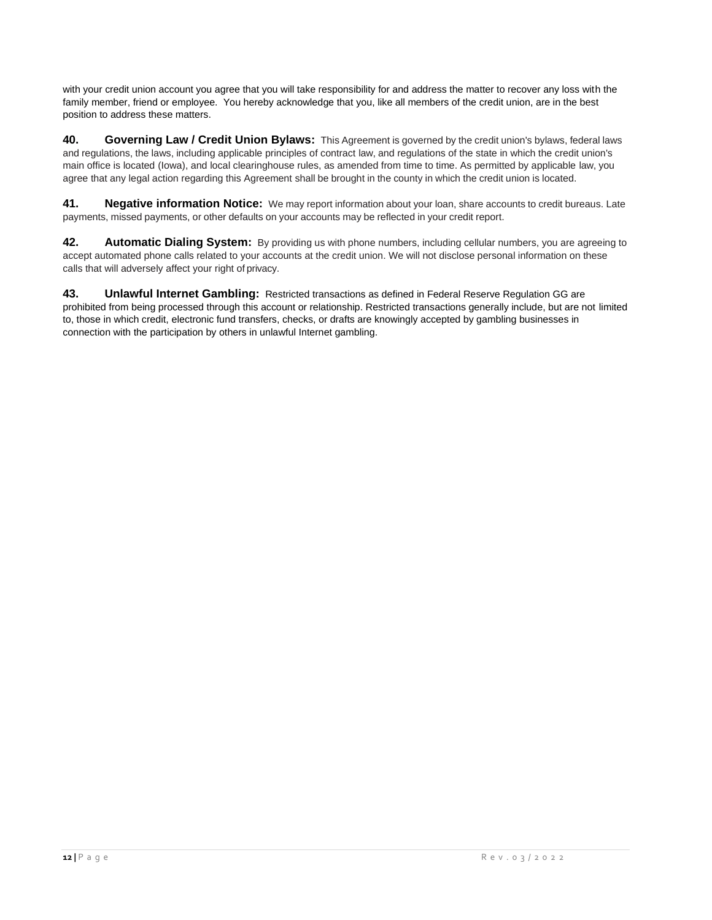with your credit union account you agree that you will take responsibility for and address the matter to recover any loss with the family member, friend or employee. You hereby acknowledge that you, like all members of the credit union, are in the best position to address these matters.

**40. Governing Law / Credit Union Bylaws:** This Agreement is governed by the credit union's bylaws, federal laws and regulations, the laws, including applicable principles of contract law, and regulations of the state in which the credit union's main office is located (Iowa), and local clearinghouse rules, as amended from time to time. As permitted by applicable law, you agree that any legal action regarding this Agreement shall be brought in the county in which the credit union is located.

**41. Negative information Notice:** We may report information about your loan, share accounts to credit bureaus. Late payments, missed payments, or other defaults on your accounts may be reflected in your credit report.

**42. Automatic Dialing System:** By providing us with phone numbers, including cellular numbers, you are agreeing to accept automated phone calls related to your accounts at the credit union. We will not disclose personal information on these calls that will adversely affect your right of privacy.

**43. Unlawful Internet Gambling:** Restricted transactions as defined in Federal Reserve Regulation GG are prohibited from being processed through this account or relationship. Restricted transactions generally include, but are not limited to, those in which credit, electronic fund transfers, checks, or drafts are knowingly accepted by gambling businesses in connection with the participation by others in unlawful Internet gambling.